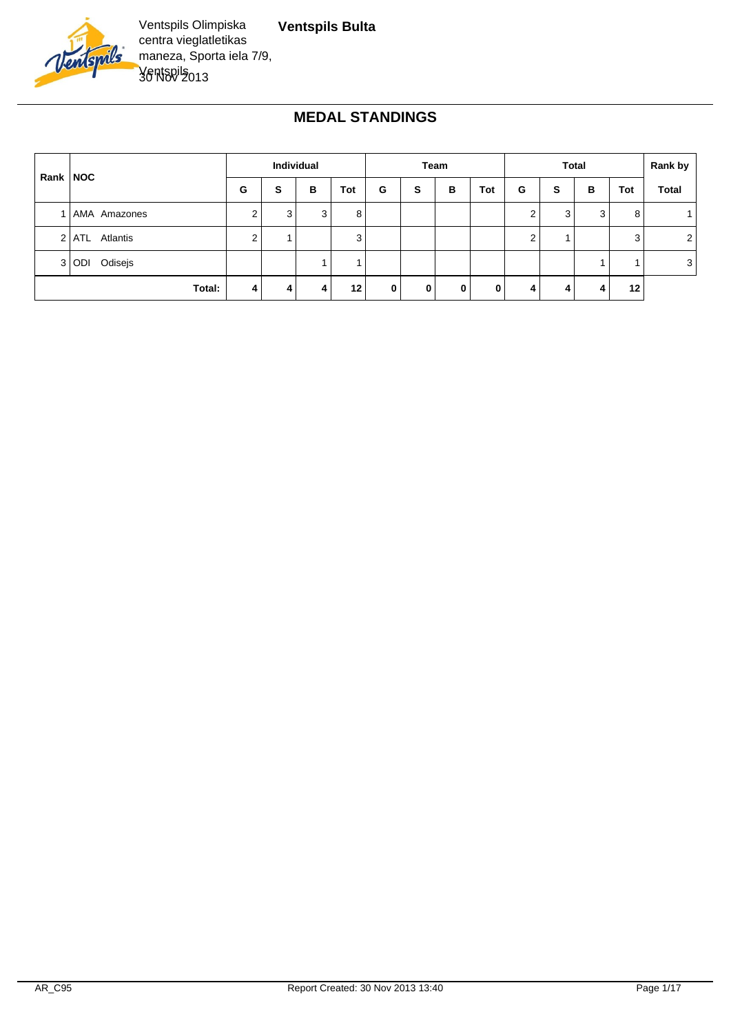Ventspils Olimpiska centra vieglatletikas maneza, Sporta iela 7/9, Ventspils

30 Nov 2013

**Ventspils Bulta**

## MEDAL STANDINGS

| Rank | NOC | Individual | | | | Team | | | | Total | | | | Rank by |
|---|---|---|---|---|---|---|---|---|---|---|---|---|---|---|
| | | G | S | B | Tot | G | S | B | Tot | G | S | B | Tot | Total |
| 1 | AMA Amazones | 2 | 3 | 3 | 8 | | | | | 2 | 3 | 3 | 8 | 1 |
| 2 | ATL Atlantis | 2 | 1 | | 3 | | | | | 2 | 1 | | 3 | 2 |
| 3 | ODI Odisejs | | | 1 | 1 | | | | | | | 1 | 1 | 3 |
| | **Total:** | **4** | **4** | **4** | **12** | **0** | **0** | **0** | **0** | **4** | **4** | **4** | **12** | |

AR_C95 Report Created: 30 Nov 2013 13:40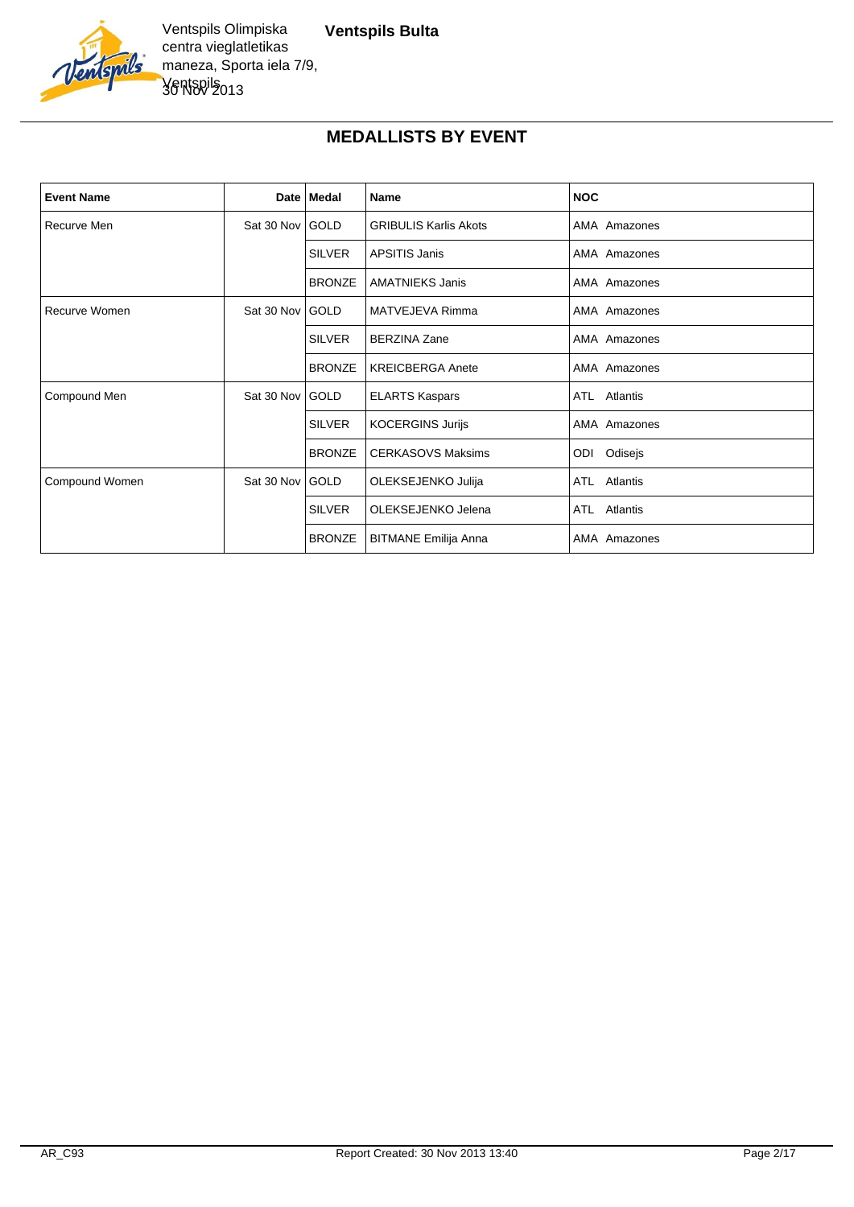Ventspils Olimpiska centra vieglatletikas maneza, Sporta iela 7/9, Ventspils
30 Nov 2013

**Ventspils Bulta**

## MEDALLISTS BY EVENT

| Event Name | Date | Medal | Name | NOC |
|---|---|---|---|---|
| Recurve Men | Sat 30 Nov | GOLD | GRIBULIS Karlis Akots | AMA Amazones |
| | | SILVER | APSITIS Janis | AMA Amazones |
| | | BRONZE | AMATNIEKS Janis | AMA Amazones |
| Recurve Women | Sat 30 Nov | GOLD | MATVEJEVA Rimma | AMA Amazones |
| | | SILVER | BERZINA Zane | AMA Amazones |
| | | BRONZE | KREICBERGA Anete | AMA Amazones |
| Compound Men | Sat 30 Nov | GOLD | ELARTS Kaspars | ATL Atlantis |
| | | SILVER | KOCERGINS Jurijs | AMA Amazones |
| | | BRONZE | CERKASOVS Maksims | ODI Odisejs |
| Compound Women | Sat 30 Nov | GOLD | OLEKSEJENKO Julija | ATL Atlantis |
| | | SILVER | OLEKSEJENKO Jelena | ATL Atlantis |
| | | BRONZE | BITMANE Emilija Anna | AMA Amazones |

AR_C93 Report Created: 30 Nov 2013 13:40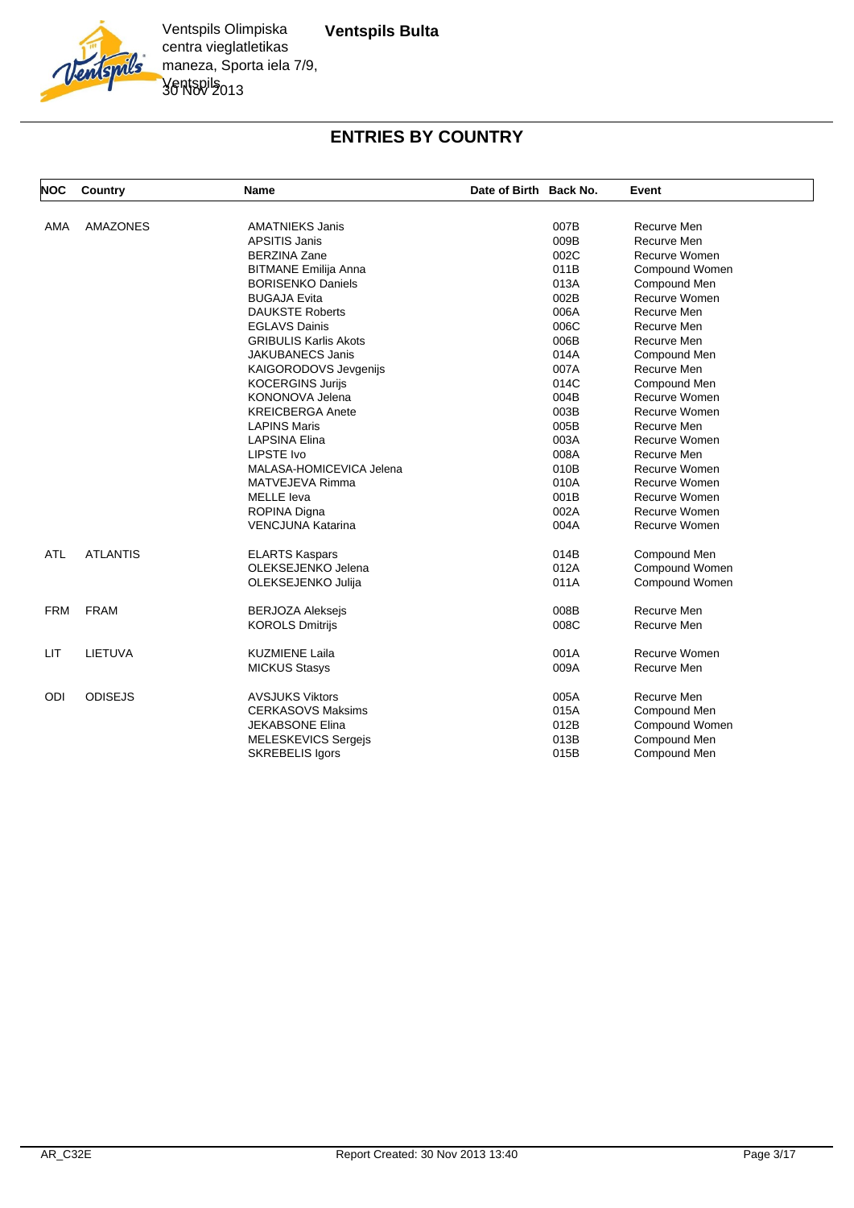Ventspils Olimpiska centra vieglatletikas maneza, Sporta iela 7/9, Ventspils
30 Nov 2013

**Ventspils Bulta**

# ENTRIES BY COUNTRY

| NOC | Country | Name | Date of Birth | Back No. | Event |
|---|---|---|---|---|---|
| AMA | AMAZONES | AMATNIEKS Janis | | 007B | Recurve Men |
| | | APSITIS Janis | | 009B | Recurve Men |
| | | BERZINA Zane | | 002C | Recurve Women |
| | | BITMANE Emilija Anna | | 011B | Compound Women |
| | | BORISENKO Daniels | | 013A | Compound Men |
| | | BUGAJA Evita | | 002B | Recurve Women |
| | | DAUKSTE Roberts | | 006A | Recurve Men |
| | | EGLAVS Dainis | | 006C | Recurve Men |
| | | GRIBULIS Karlis Akots | | 006B | Recurve Men |
| | | JAKUBANECS Janis | | 014A | Compound Men |
| | | KAIGORODOVS Jevgenijs | | 007A | Recurve Men |
| | | KOCERGINS Jurijs | | 014C | Compound Men |
| | | KONONOVA Jelena | | 004B | Recurve Women |
| | | KREICBERGA Anete | | 003B | Recurve Women |
| | | LAPINS Maris | | 005B | Recurve Men |
| | | LAPSINA Elina | | 003A | Recurve Women |
| | | LIPSTE Ivo | | 008A | Recurve Men |
| | | MALASA-HOMICEVICA Jelena | | 010B | Recurve Women |
| | | MATVEJEVA Rimma | | 010A | Recurve Women |
| | | MELLE Ieva | | 001B | Recurve Women |
| | | ROPINA Digna | | 002A | Recurve Women |
| | | VENCJUNA Katarina | | 004A | Recurve Women |
| ATL | ATLANTIS | ELARTS Kaspars | | 014B | Compound Men |
| | | OLEKSEJENKO Jelena | | 012A | Compound Women |
| | | OLEKSEJENKO Julija | | 011A | Compound Women |
| FRM | FRAM | BERJOZA Aleksejs | | 008B | Recurve Men |
| | | KOROLS Dmitrijs | | 008C | Recurve Men |
| LIT | LIETUVA | KUZMIENE Laila | | 001A | Recurve Women |
| | | MICKUS Stasys | | 009A | Recurve Men |
| ODI | ODISEJS | AVSJUKS Viktors | | 005A | Recurve Men |
| | | CERKASOVS Maksims | | 015A | Compound Men |
| | | JEKABSONE Elina | | 012B | Compound Women |
| | | MELESKEVICS Sergejs | | 013B | Compound Men |
| | | SKREBELIS Igors | | 015B | Compound Men |

AR_C32E Report Created: 30 Nov 2013 13:40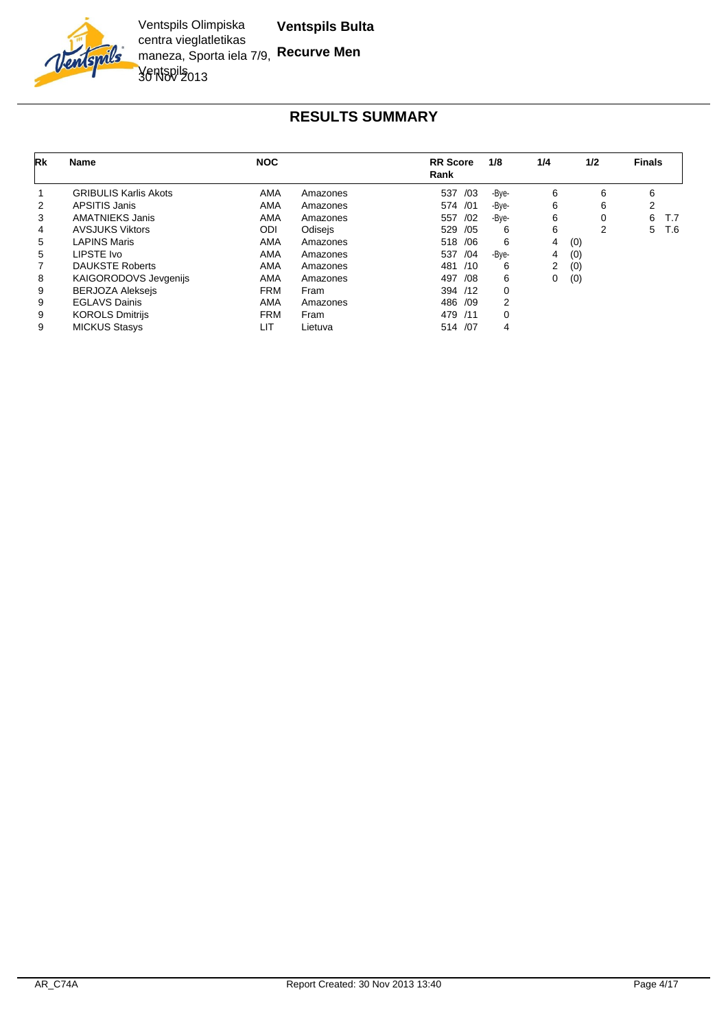Ventspils Olimpiska centra vieglatletikas maneza, Sporta iela 7/9, Ventspils

30 Nov 2013

**Ventspils Bulta**

**Recurve Men**

# RESULTS SUMMARY

| Rk | Name | NOC | | RR Score Rank | 1/8 | 1/4 | | 1/2 | Finals | |
|---|---|---|---|---|---|---|---|---|---|---|
| 1 | GRIBULIS Karlis Akots | AMA | Amazones | 537 /03 | -Bye- | 6 | | 6 | 6 | |
| 2 | APSITIS Janis | AMA | Amazones | 574 /01 | -Bye- | 6 | | 6 | 2 | |
| 3 | AMATNIEKS Janis | AMA | Amazones | 557 /02 | -Bye- | 6 | | 0 | 6 | T.7 |
| 4 | AVSJUKS Viktors | ODI | Odisejs | 529 /05 | 6 | 6 | | 2 | 5 | T.6 |
| 5 | LAPINS Maris | AMA | Amazones | 518 /06 | 6 | 4 | (0) | | | |
| 5 | LIPSTE Ivo | AMA | Amazones | 537 /04 | -Bye- | 4 | (0) | | | |
| 7 | DAUKSTE Roberts | AMA | Amazones | 481 /10 | 6 | 2 | (0) | | | |
| 8 | KAIGORODOVS Jevgenijs | AMA | Amazones | 497 /08 | 6 | 0 | (0) | | | |
| 9 | BERJOZA Aleksejs | FRM | Fram | 394 /12 | 0 | | | | | |
| 9 | EGLAVS Dainis | AMA | Amazones | 486 /09 | 2 | | | | | |
| 9 | KOROLS Dmitrijs | FRM | Fram | 479 /11 | 0 | | | | | |
| 9 | MICKUS Stasys | LIT | Lietuva | 514 /07 | 4 | | | | | |

AR_C74A Report Created: 30 Nov 2013 13:40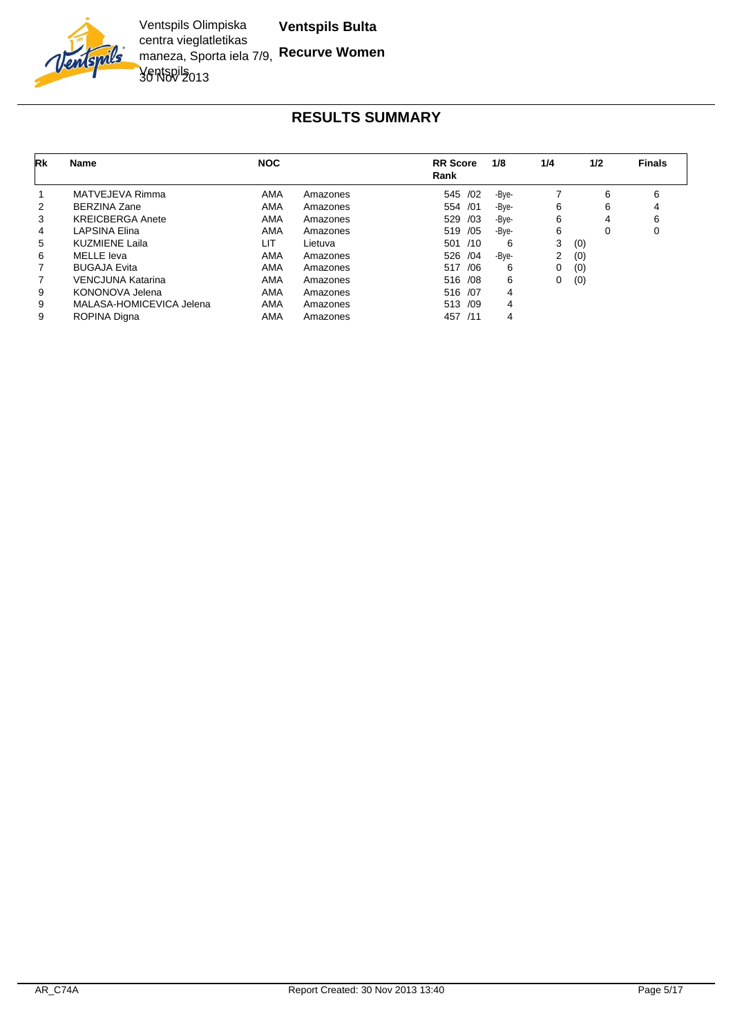Ventspils Olimpiska centra vieglatletikas maneza, Sporta iela 7/9, Ventspils
30 Nov 2013

**Ventspils Bulta**

**Recurve Women**

## RESULTS SUMMARY

| Rk | Name | NOC | | RR Score Rank | 1/8 | 1/4 | 1/2 | Finals |
|---|---|---|---|---|---|---|---|---|
| 1 | MATVEJEVA Rimma | AMA | Amazones | 545 /02 | -Bye- | 7 | 6 | 6 |
| 2 | BERZINA Zane | AMA | Amazones | 554 /01 | -Bye- | 6 | 6 | 4 |
| 3 | KREICBERGA Anete | AMA | Amazones | 529 /03 | -Bye- | 6 | 4 | 6 |
| 4 | LAPSINA Elina | AMA | Amazones | 519 /05 | -Bye- | 6 | 0 | 0 |
| 5 | KUZMIENE Laila | LIT | Lietuva | 501 /10 | 6 | 3 (0) | | |
| 6 | MELLE Ieva | AMA | Amazones | 526 /04 | -Bye- | 2 (0) | | |
| 7 | BUGAJA Evita | AMA | Amazones | 517 /06 | 6 | 0 (0) | | |
| 7 | VENCJUNA Katarina | AMA | Amazones | 516 /08 | 6 | 0 (0) | | |
| 9 | KONONOVA Jelena | AMA | Amazones | 516 /07 | 4 | | | |
| 9 | MALASA-HOMICEVICA Jelena | AMA | Amazones | 513 /09 | 4 | | | |
| 9 | ROPINA Digna | AMA | Amazones | 457 /11 | 4 | | | |

AR_C74A Report Created: 30 Nov 2013 13:40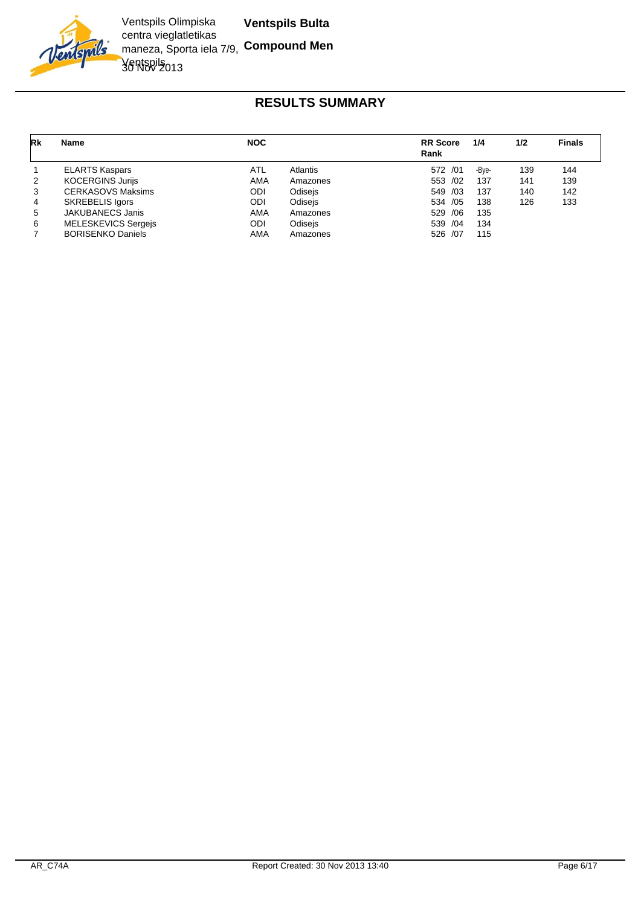Ventspils Olimpiska centra vieglatletikas maneza, Sporta iela 7/9, Ventspils
30 Nov 2013

**Ventspils Bulta**

**Compound Men**

## RESULTS SUMMARY

| Rk | Name | NOC | | RR Score Rank | 1/4 | 1/2 | Finals |
|---|---|---|---|---|---|---|---|
| 1 | ELARTS Kaspars | ATL | Atlantis | 572 /01 | -Bye- | 139 | 144 |
| 2 | KOCERGINS Jurijs | AMA | Amazones | 553 /02 | 137 | 141 | 139 |
| 3 | CERKASOVS Maksims | ODI | Odisejs | 549 /03 | 137 | 140 | 142 |
| 4 | SKREBELIS Igors | ODI | Odisejs | 534 /05 | 138 | 126 | 133 |
| 5 | JAKUBANECS Janis | AMA | Amazones | 529 /06 | 135 | | |
| 6 | MELESKEVICS Sergejs | ODI | Odisejs | 539 /04 | 134 | | |
| 7 | BORISENKO Daniels | AMA | Amazones | 526 /07 | 115 | | |

AR_C74A — Report Created: 30 Nov 2013 13:40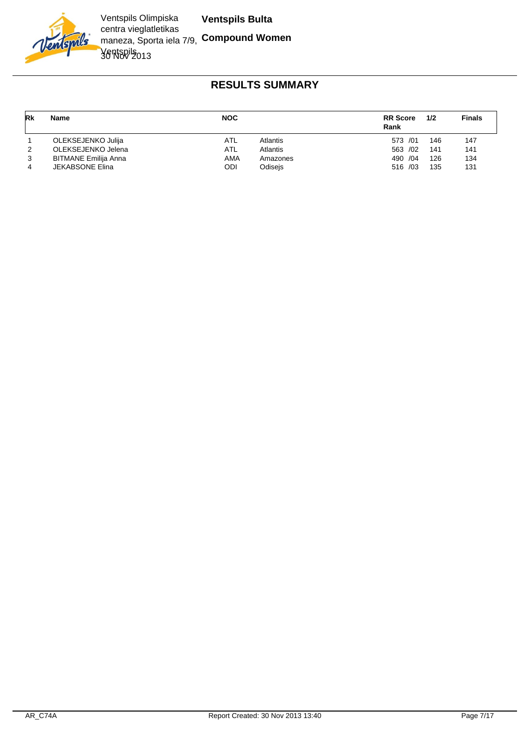Ventspils Olimpiska centra vieglatletikas maneza, Sporta iela 7/9, Ventspils
30 Nov 2013

**Ventspils Bulta**

**Compound Women**

## RESULTS SUMMARY

| Rk | Name | NOC | | RR Score Rank | 1/2 | Finals |
|---|---|---|---|---|---|---|
| 1 | OLEKSEJENKO Julija | ATL | Atlantis | 573 /01 | 146 | 147 |
| 2 | OLEKSEJENKO Jelena | ATL | Atlantis | 563 /02 | 141 | 141 |
| 3 | BITMANE Emilija Anna | AMA | Amazones | 490 /04 | 126 | 134 |
| 4 | JEKABSONE Elina | ODI | Odisejs | 516 /03 | 135 | 131 |

AR_C74A Report Created: 30 Nov 2013 13:40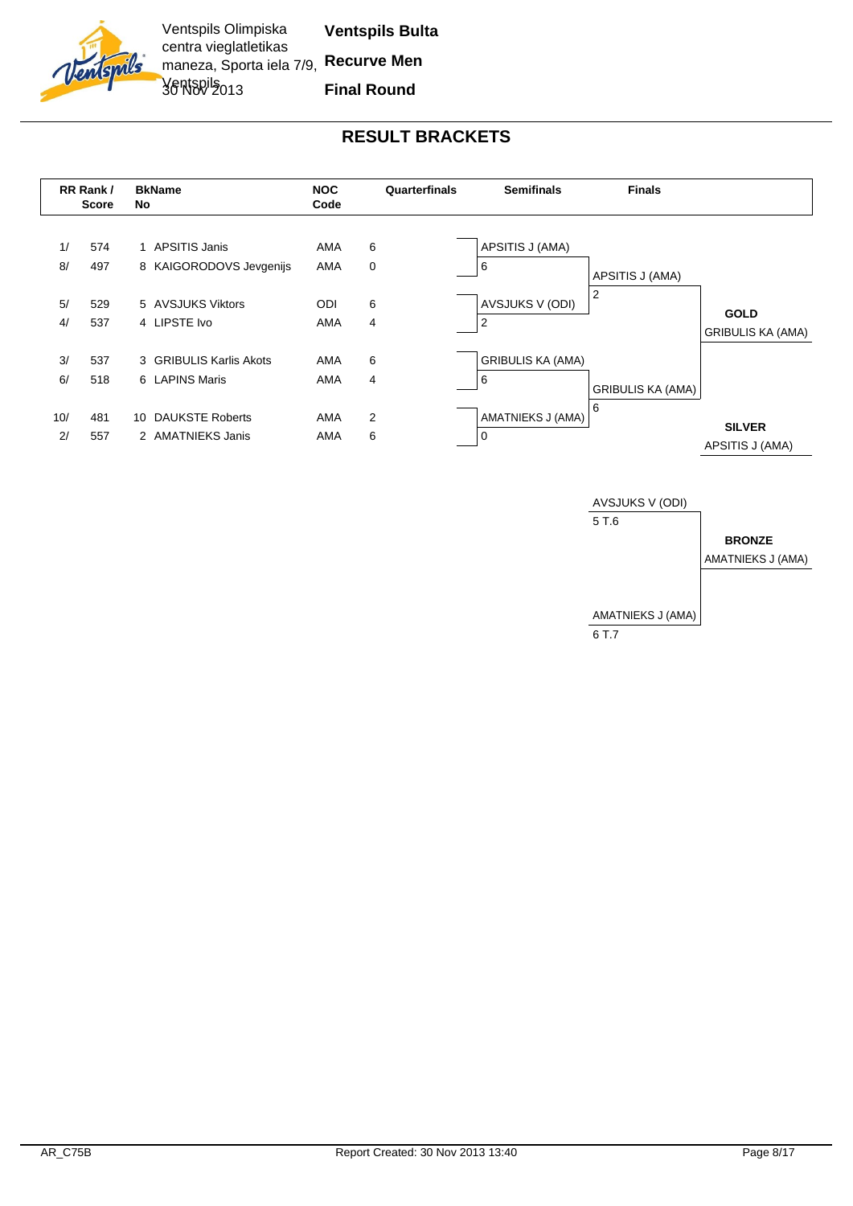Ventspils Olimpiska centra vieglatletikas maneza, Sporta iela 7/9, Ventspils
30 Nov 2013

**Ventspils Bulta**

**Recurve Men**

**Final Round**

## RESULT BRACKETS

| RR Rank / Score | | BkName No | | NOC Code | Quarterfinals | Semifinals |
|---|---|---|---|---|---|---|
| 1/ | 574 | 1 | APSITIS Janis | AMA | 6 | |
| 8/ | 497 | 8 | KAIGORODOVS Jevgenijs | AMA | 0 | |
| 5/ | 529 | 5 | AVSJUKS Viktors | ODI | 6 | |
| 4/ | 537 | 4 | LIPSTE Ivo | AMA | 4 | |
| 3/ | 537 | 3 | GRIBULIS Karlis Akots | AMA | 6 | |
| 6/ | 518 | 6 | LAPINS Maris | AMA | 4 | |
| 10/ | 481 | 10 | DAUKSTE Roberts | AMA | 2 | |
| 2/ | 557 | 2 | AMATNIEKS Janis | AMA | 6 | |

**Semifinals**

| Semifinal | Score |
|---|---|
| APSITIS J (AMA) | 6 |
| AVSJUKS V (ODI) | 2 |
| GRIBULIS KA (AMA) | 6 |
| AMATNIEKS J (AMA) | 0 |

**Finals**

| Final | Score |
|---|---|
| APSITIS J (AMA) | 2 |
| GRIBULIS KA (AMA) | 6 |

**GOLD**
GRIBULIS KA (AMA)

**SILVER**
APSITIS J (AMA)

**Bronze Match**

| Bronze Match | Score |
|---|---|
| AVSJUKS V (ODI) | 5 T.6 |
| AMATNIEKS J (AMA) | 6 T.7 |

**BRONZE**
AMATNIEKS J (AMA)

AR_C75B    Report Created: 30 Nov 2013 13:40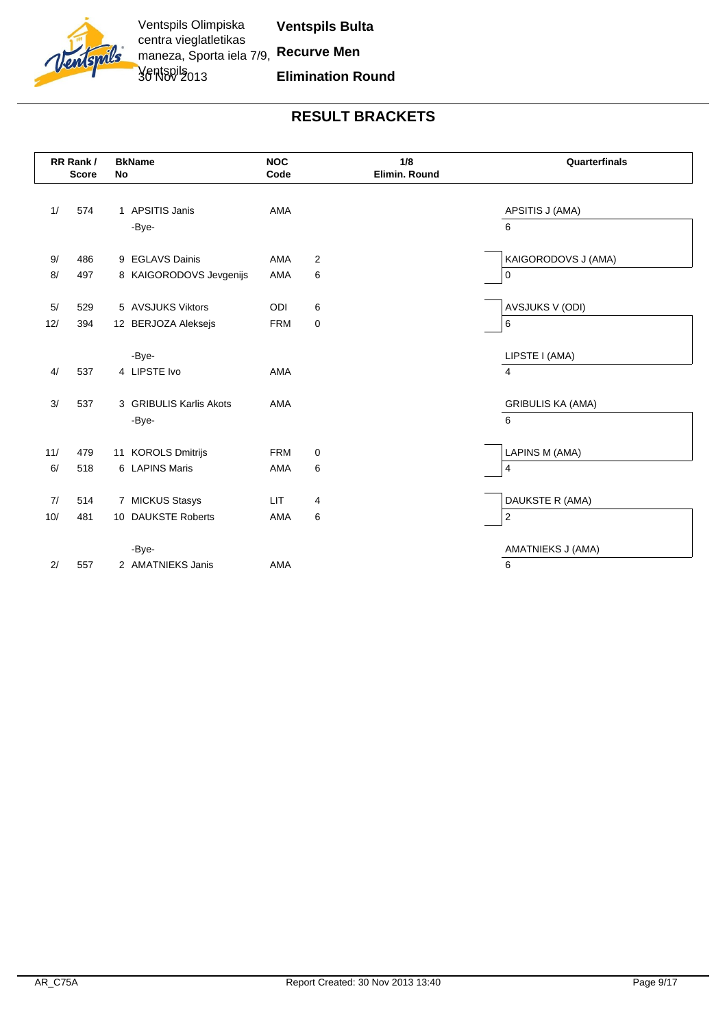Ventspils Olimpiska centra vieglatletikas maneza, Sporta iela 7/9, Ventspils
30 Nov 2013

**Ventspils Bulta**

**Recurve Men**

**Elimination Round**

## RESULT BRACKETS

| RR Rank / | Score | BkName No | | NOC Code | 1/8 Elimin. Round | Quarterfinals |
|---|---|---|---|---|---|---|
| 1/ | 574 | 1 | APSITIS Janis | AMA | | APSITIS J (AMA) |
| | | | -Bye- | | | 6 |
| 9/ | 486 | 9 | EGLAVS Dainis | AMA | 2 | KAIGORODOVS J (AMA) |
| 8/ | 497 | 8 | KAIGORODOVS Jevgenijs | AMA | 6 | 0 |
| 5/ | 529 | 5 | AVSJUKS Viktors | ODI | 6 | AVSJUKS V (ODI) |
| 12/ | 394 | 12 | BERJOZA Aleksejs | FRM | 0 | 6 |
| | | | -Bye- | | | LIPSTE I (AMA) |
| 4/ | 537 | 4 | LIPSTE Ivo | AMA | | 4 |
| 3/ | 537 | 3 | GRIBULIS Karlis Akots | AMA | | GRIBULIS KA (AMA) |
| | | | -Bye- | | | 6 |
| 11/ | 479 | 11 | KOROLS Dmitrijs | FRM | 0 | LAPINS M (AMA) |
| 6/ | 518 | 6 | LAPINS Maris | AMA | 6 | 4 |
| 7/ | 514 | 7 | MICKUS Stasys | LIT | 4 | DAUKSTE R (AMA) |
| 10/ | 481 | 10 | DAUKSTE Roberts | AMA | 6 | 2 |
| | | | -Bye- | | | AMATNIEKS J (AMA) |
| 2/ | 557 | 2 | AMATNIEKS Janis | AMA | | 6 |

AR_C75A

Report Created: 30 Nov 2013 13:40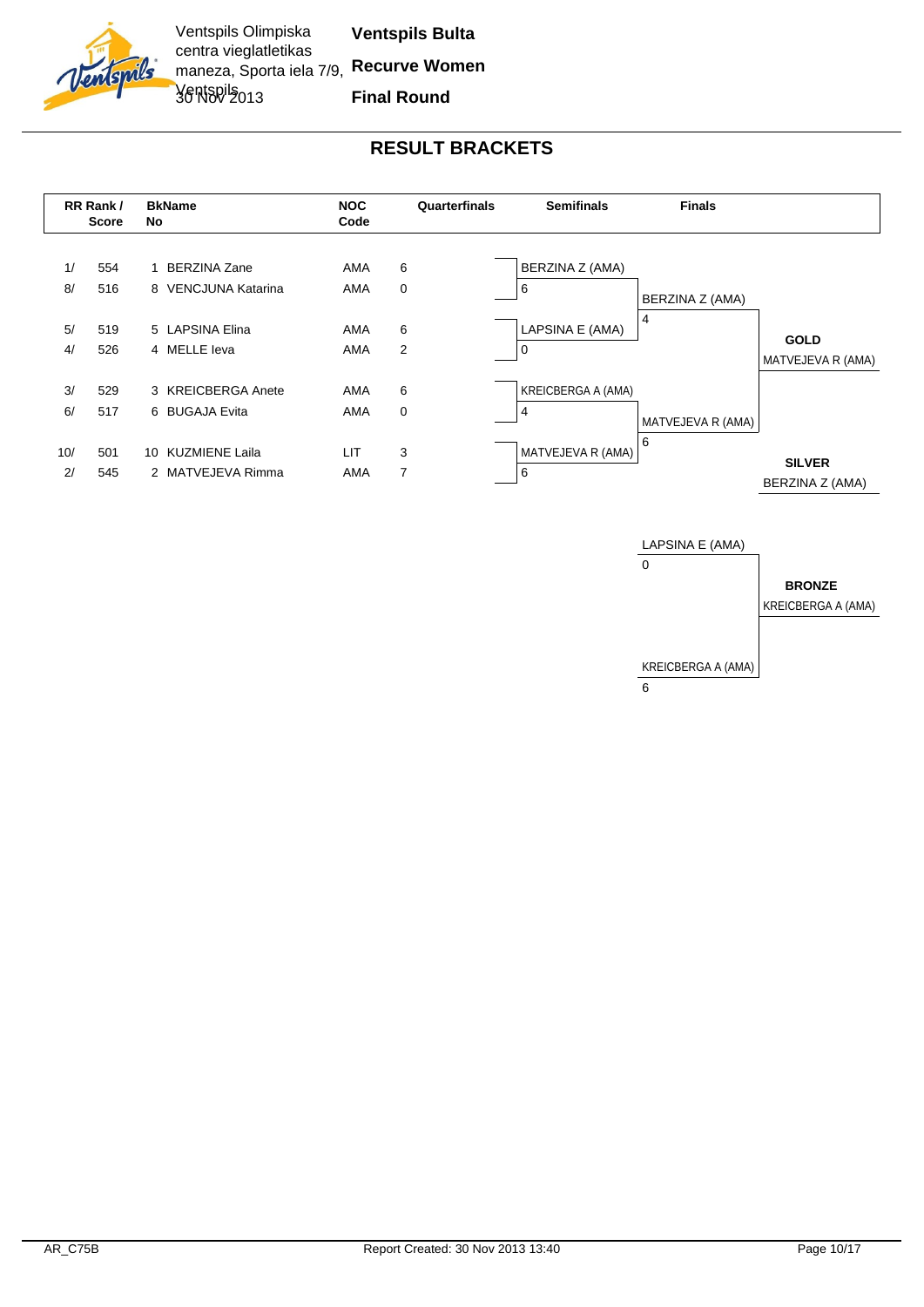Ventspils Olimpiska centra vieglatletikas maneza, Sporta iela 7/9, Ventspils
30 Nov 2013

**Ventspils Bulta**

**Recurve Women**

**Final Round**

# RESULT BRACKETS

| RR Rank / Score | | BkName No | | NOC Code | Quarterfinals | Semifinals | Finals |
|---|---|---|---|---|---|---|---|
| 1/ | 554 | 1 | BERZINA Zane | AMA | 6 | BERZINA Z (AMA) 6 | BERZINA Z (AMA) 4 |
| 8/ | 516 | 8 | VENCJUNA Katarina | AMA | 0 | | |
| 5/ | 519 | 5 | LAPSINA Elina | AMA | 6 | LAPSINA E (AMA) 0 | |
| 4/ | 526 | 4 | MELLE Ieva | AMA | 2 | | |
| 3/ | 529 | 3 | KREICBERGA Anete | AMA | 6 | KREICBERGA A (AMA) 4 | MATVEJEVA R (AMA) 6 |
| 6/ | 517 | 6 | BUGAJA Evita | AMA | 0 | | |
| 10/ | 501 | 10 | KUZMIENE Laila | LIT | 3 | MATVEJEVA R (AMA) 6 | |
| 2/ | 545 | 2 | MATVEJEVA Rimma | AMA | 7 | | |

**GOLD**
MATVEJEVA R (AMA)

**SILVER**
BERZINA Z (AMA)

Bronze match:

- LAPSINA E (AMA) 0
- KREICBERGA A (AMA) 6

**BRONZE**
KREICBERGA A (AMA)

AR_C75B — Report Created: 30 Nov 2013 13:40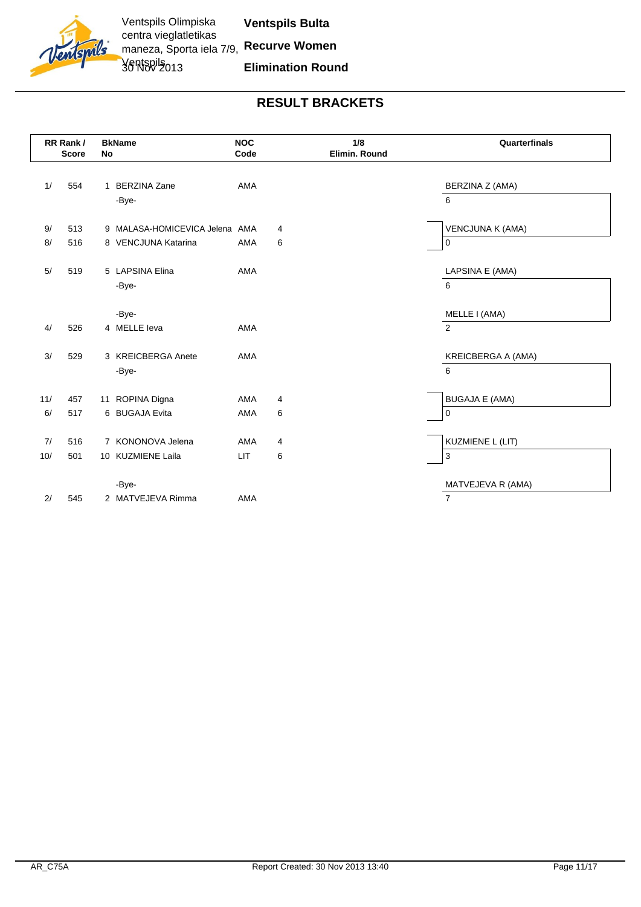Ventspils Olimpiska centra vieglatletikas maneza, Sporta iela 7/9, Ventspils
30 Nov 2013

**Ventspils Bulta**

**Recurve Women**

**Elimination Round**

## RESULT BRACKETS

| RR Rank / | Score | BkNo | Name | NOC Code | 1/8 Elimin. Round | Quarterfinals |
|---|---|---|---|---|---|---|
| 1/ | 554 | 1 | BERZINA Zane | AMA | | BERZINA Z (AMA) |
| | | | -Bye- | | | 6 |
| 9/ | 513 | 9 | MALASA-HOMICEVICA Jelena | AMA | 4 | VENCJUNA K (AMA) |
| 8/ | 516 | 8 | VENCJUNA Katarina | AMA | 6 | 0 |
| 5/ | 519 | 5 | LAPSINA Elina | AMA | | LAPSINA E (AMA) |
| | | | -Bye- | | | 6 |
| | | | -Bye- | | | MELLE I (AMA) |
| 4/ | 526 | 4 | MELLE Ieva | AMA | | 2 |
| 3/ | 529 | 3 | KREICBERGA Anete | AMA | | KREICBERGA A (AMA) |
| | | | -Bye- | | | 6 |
| 11/ | 457 | 11 | ROPINA Digna | AMA | 4 | BUGAJA E (AMA) |
| 6/ | 517 | 6 | BUGAJA Evita | AMA | 6 | 0 |
| 7/ | 516 | 7 | KONONOVA Jelena | AMA | 4 | KUZMIENE L (LIT) |
| 10/ | 501 | 10 | KUZMIENE Laila | LIT | 6 | 3 |
| | | | -Bye- | | | MATVEJEVA R (AMA) |
| 2/ | 545 | 2 | MATVEJEVA Rimma | AMA | | 7 |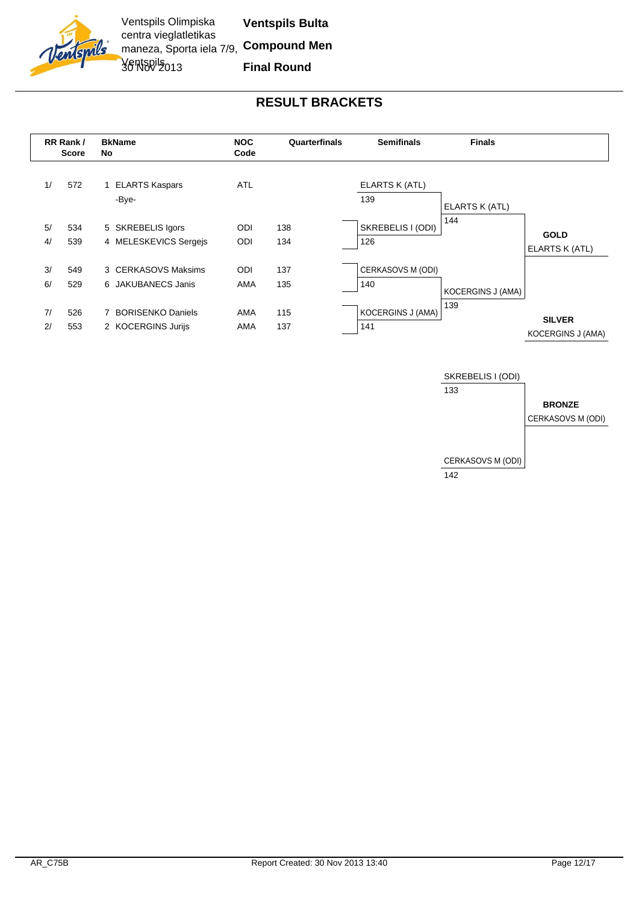Ventspils Olimpiska centra vieglatletikas maneza, Sporta iela 7/9, Ventspils
30 Nov 2013

**Ventspils Bulta**

**Compound Men**

**Final Round**

# RESULT BRACKETS

| RR Rank / Score | | BkNo | Name | NOC Code | Quarterfinals | Semifinals | Finals | |
|---|---|---|---|---|---|---|---|---|
| 1/ | 572 | 1 | ELARTS Kaspars | ATL | | ELARTS K (ATL) 139 | | |
| | | | -Bye- | | | | ELARTS K (ATL) 144 | |
| 5/ | 534 | 5 | SKREBELIS Igors | ODI | 138 | SKREBELIS I (ODI) 126 | | **GOLD** ELARTS K (ATL) |
| 4/ | 539 | 4 | MELESKEVICS Sergejs | ODI | 134 | | | |
| 3/ | 549 | 3 | CERKASOVS Maksims | ODI | 137 | CERKASOVS M (ODI) 140 | | |
| 6/ | 529 | 6 | JAKUBANECS Janis | AMA | 135 | | KOCERGINS J (AMA) 139 | |
| 7/ | 526 | 7 | BORISENKO Daniels | AMA | 115 | KOCERGINS J (AMA) 141 | | **SILVER** KOCERGINS J (AMA) |
| 2/ | 553 | 2 | KOCERGINS Jurijs | AMA | 137 | | | |

**Bronze match**

| Finals | |
|---|---|
| SKREBELIS I (ODI) 133 | **BRONZE** CERKASOVS M (ODI) |
| CERKASOVS M (ODI) 142 | |

AR_C75B

Report Created: 30 Nov 2013 13:40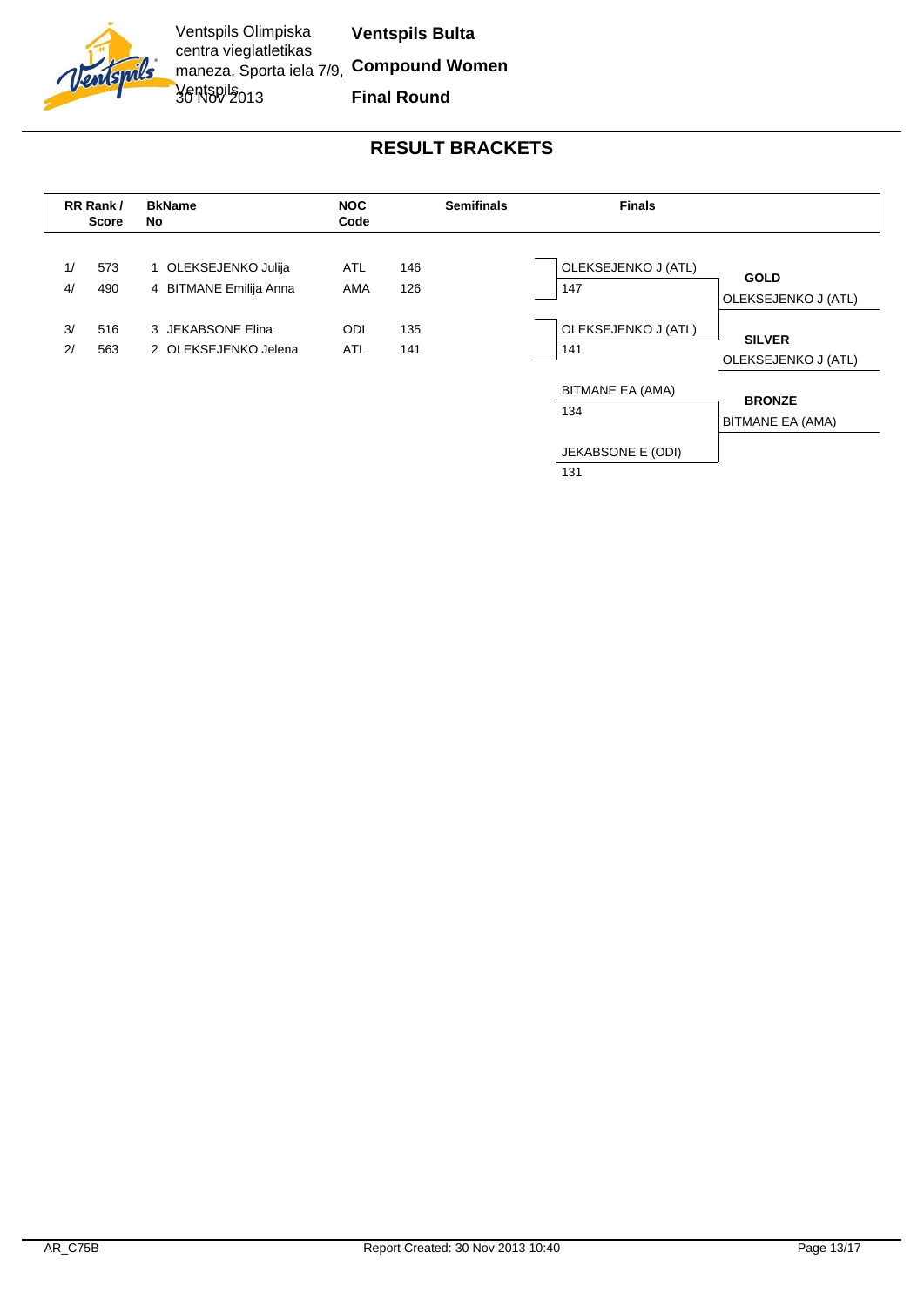Ventspils Olimpiska centra vieglatletikas maneza, Sporta iela 7/9, Ventspils
30 Nov 2013

**Ventspils Bulta**

**Compound Women**

**Final Round**

## RESULT BRACKETS

| RR Rank / Score | | BkName No | | NOC Code | Semifinals | Finals | |
|---|---|---|---|---|---|---|---|
| 1/ | 573 | 1 | OLEKSEJENKO Julija | ATL | 146 | OLEKSEJENKO J (ATL) 147 | **GOLD** OLEKSEJENKO J (ATL) |
| 4/ | 490 | 4 | BITMANE Emilija Anna | AMA | 126 | | |
| 3/ | 516 | 3 | JEKABSONE Elina | ODI | 135 | OLEKSEJENKO J (ATL) 141 | **SILVER** OLEKSEJENKO J (ATL) |
| 2/ | 563 | 2 | OLEKSEJENKO Jelena | ATL | 141 | | |
| | | | | | | BITMANE EA (AMA) 134 | **BRONZE** BITMANE EA (AMA) |
| | | | | | | JEKABSONE E (ODI) 131 | |

AR_C75B

Report Created: 30 Nov 2013 10:40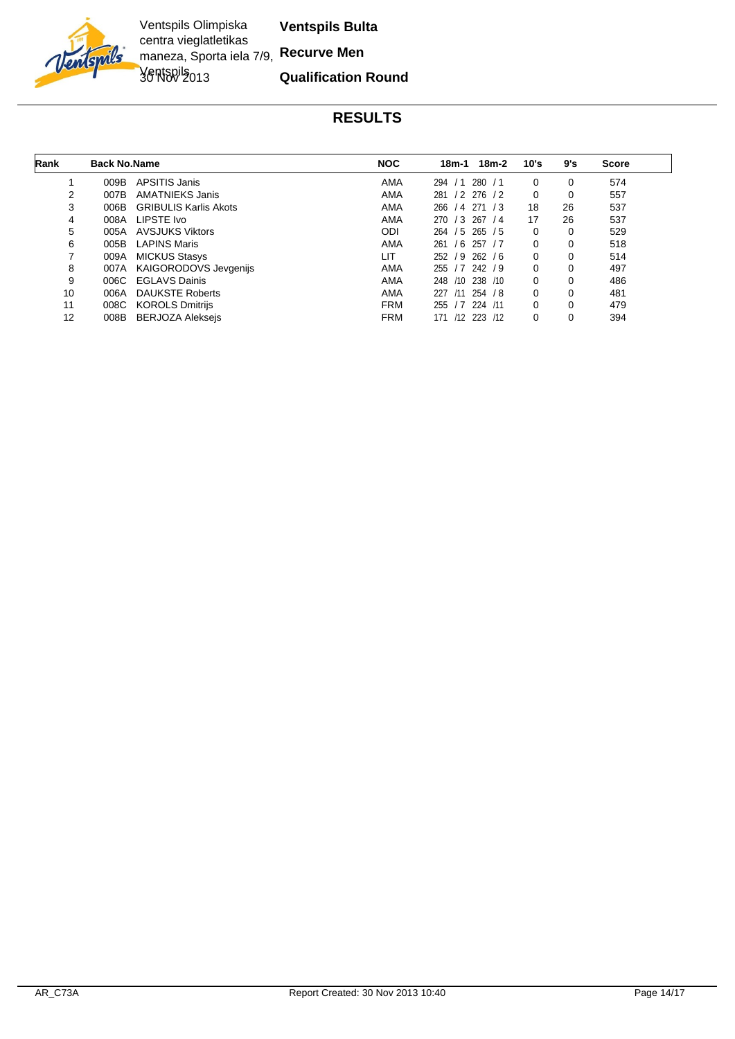Ventspils Olimpiska centra vieglatletikas maneza, Sporta iela 7/9, Ventspils
30 Nov 2013

**Ventspils Bulta**

**Recurve Men**

**Qualification Round**

## RESULTS

| Rank | Back No. | Name | NOC | 18m-1 | 18m-2 | 10's | 9's | Score |
|---|---|---|---|---|---|---|---|---|
| 1 | 009B | APSITIS Janis | AMA | 294 / 1 | 280 / 1 | 0 | 0 | 574 |
| 2 | 007B | AMATNIEKS Janis | AMA | 281 / 2 | 276 / 2 | 0 | 0 | 557 |
| 3 | 006B | GRIBULIS Karlis Akots | AMA | 266 / 4 | 271 / 3 | 18 | 26 | 537 |
| 4 | 008A | LIPSTE Ivo | AMA | 270 / 3 | 267 / 4 | 17 | 26 | 537 |
| 5 | 005A | AVSJUKS Viktors | ODI | 264 / 5 | 265 / 5 | 0 | 0 | 529 |
| 6 | 005B | LAPINS Maris | AMA | 261 / 6 | 257 / 7 | 0 | 0 | 518 |
| 7 | 009A | MICKUS Stasys | LIT | 252 / 9 | 262 / 6 | 0 | 0 | 514 |
| 8 | 007A | KAIGORODOVS Jevgenijs | AMA | 255 / 7 | 242 / 9 | 0 | 0 | 497 |
| 9 | 006C | EGLAVS Dainis | AMA | 248 /10 | 238 /10 | 0 | 0 | 486 |
| 10 | 006A | DAUKSTE Roberts | AMA | 227 /11 | 254 / 8 | 0 | 0 | 481 |
| 11 | 008C | KOROLS Dmitrijs | FRM | 255 / 7 | 224 /11 | 0 | 0 | 479 |
| 12 | 008B | BERJOZA Aleksejs | FRM | 171 /12 | 223 /12 | 0 | 0 | 394 |

AR_C73A — Report Created: 30 Nov 2013 10:40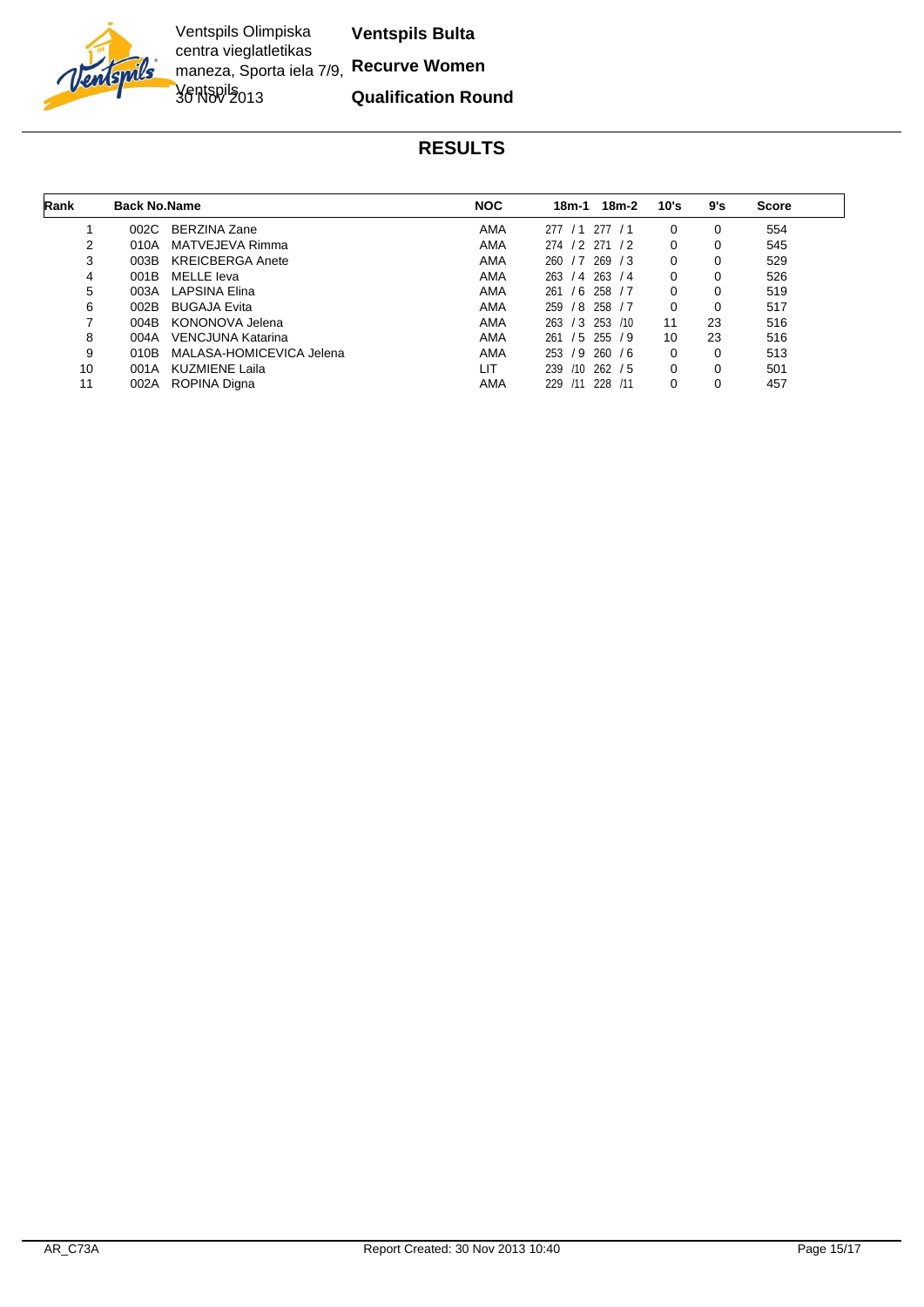Ventspils Olimpiska centra vieglatletikas maneza, Sporta iela 7/9, Ventspils
30 Nov 2013

**Ventspils Bulta**

**Recurve Women**

**Qualification Round**

# RESULTS

| Rank | Back No. | Name | NOC | 18m-1 | 18m-2 | 10's | 9's | Score |
|---|---|---|---|---|---|---|---|---|
| 1 | 002C | BERZINA Zane | AMA | 277 / 1 | 277 / 1 | 0 | 0 | 554 |
| 2 | 010A | MATVEJEVA Rimma | AMA | 274 / 2 | 271 / 2 | 0 | 0 | 545 |
| 3 | 003B | KREICBERGA Anete | AMA | 260 / 7 | 269 / 3 | 0 | 0 | 529 |
| 4 | 001B | MELLE Ieva | AMA | 263 / 4 | 263 / 4 | 0 | 0 | 526 |
| 5 | 003A | LAPSINA Elina | AMA | 261 / 6 | 258 / 7 | 0 | 0 | 519 |
| 6 | 002B | BUGAJA Evita | AMA | 259 / 8 | 258 / 7 | 0 | 0 | 517 |
| 7 | 004B | KONONOVA Jelena | AMA | 263 / 3 | 253 /10 | 11 | 23 | 516 |
| 8 | 004A | VENCJUNA Katarina | AMA | 261 / 5 | 255 / 9 | 10 | 23 | 516 |
| 9 | 010B | MALASA-HOMICEVICA Jelena | AMA | 253 / 9 | 260 / 6 | 0 | 0 | 513 |
| 10 | 001A | KUZMIENE Laila | LIT | 239 /10 | 262 / 5 | 0 | 0 | 501 |
| 11 | 002A | ROPINA Digna | AMA | 229 /11 | 228 /11 | 0 | 0 | 457 |

AR_C73A Report Created: 30 Nov 2013 10:40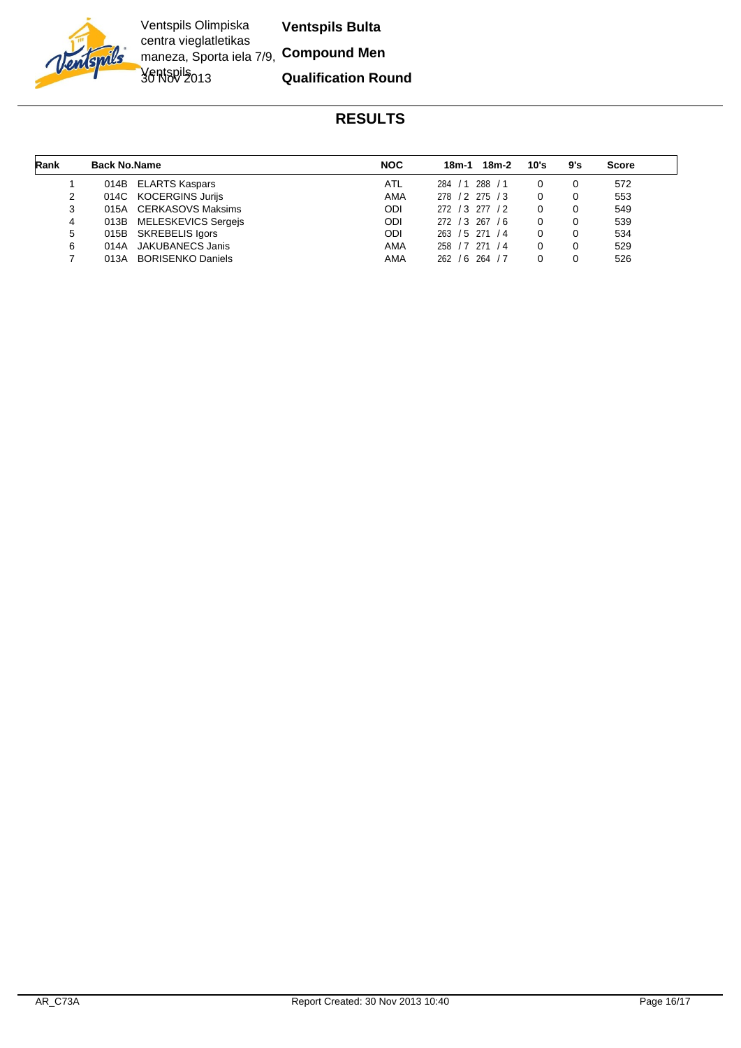Ventspils Olimpiska centra vieglatletikas maneza, Sporta iela 7/9, Ventspils
30 Nov 2013

**Ventspils Bulta**

**Compound Men**

**Qualification Round**

## RESULTS

| Rank | Back No. | Name | NOC | 18m-1 | 18m-2 | 10's | 9's | Score |
|---|---|---|---|---|---|---|---|---|
| 1 | 014B | ELARTS Kaspars | ATL | 284 / 1 | 288 / 1 | 0 | 0 | 572 |
| 2 | 014C | KOCERGINS Jurijs | AMA | 278 / 2 | 275 / 3 | 0 | 0 | 553 |
| 3 | 015A | CERKASOVS Maksims | ODI | 272 / 3 | 277 / 2 | 0 | 0 | 549 |
| 4 | 013B | MELESKEVICS Sergejs | ODI | 272 / 3 | 267 / 6 | 0 | 0 | 539 |
| 5 | 015B | SKREBELIS Igors | ODI | 263 / 5 | 271 / 4 | 0 | 0 | 534 |
| 6 | 014A | JAKUBANECS Janis | AMA | 258 / 7 | 271 / 4 | 0 | 0 | 529 |
| 7 | 013A | BORISENKO Daniels | AMA | 262 / 6 | 264 / 7 | 0 | 0 | 526 |

AR_C73A Report Created: 30 Nov 2013 10:40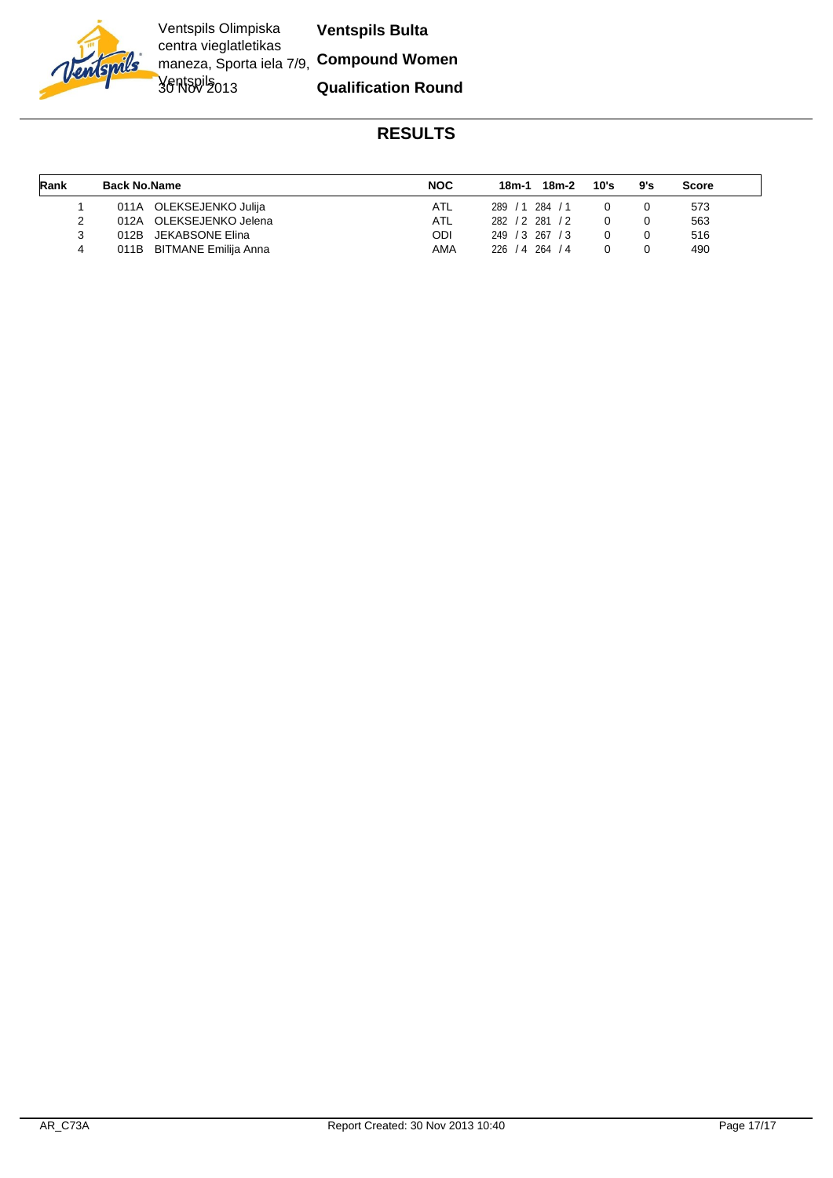Ventspils Olimpiska centra vieglatletikas maneza, Sporta iela 7/9, Ventspils
30 Nov 2013

**Ventspils Bulta**

**Compound Women**

**Qualification Round**

## RESULTS

| Rank | Back No. | Name | NOC | 18m-1 | 18m-2 | 10's | 9's | Score |
|---|---|---|---|---|---|---|---|---|
| 1 | 011A | OLEKSEJENKO Julija | ATL | 289 / 1 | 284 / 1 | 0 | 0 | 573 |
| 2 | 012A | OLEKSEJENKO Jelena | ATL | 282 / 2 | 281 / 2 | 0 | 0 | 563 |
| 3 | 012B | JEKABSONE Elina | ODI | 249 / 3 | 267 / 3 | 0 | 0 | 516 |
| 4 | 011B | BITMANE Emilija Anna | AMA | 226 / 4 | 264 / 4 | 0 | 0 | 490 |

AR_C73A Report Created: 30 Nov 2013 10:40